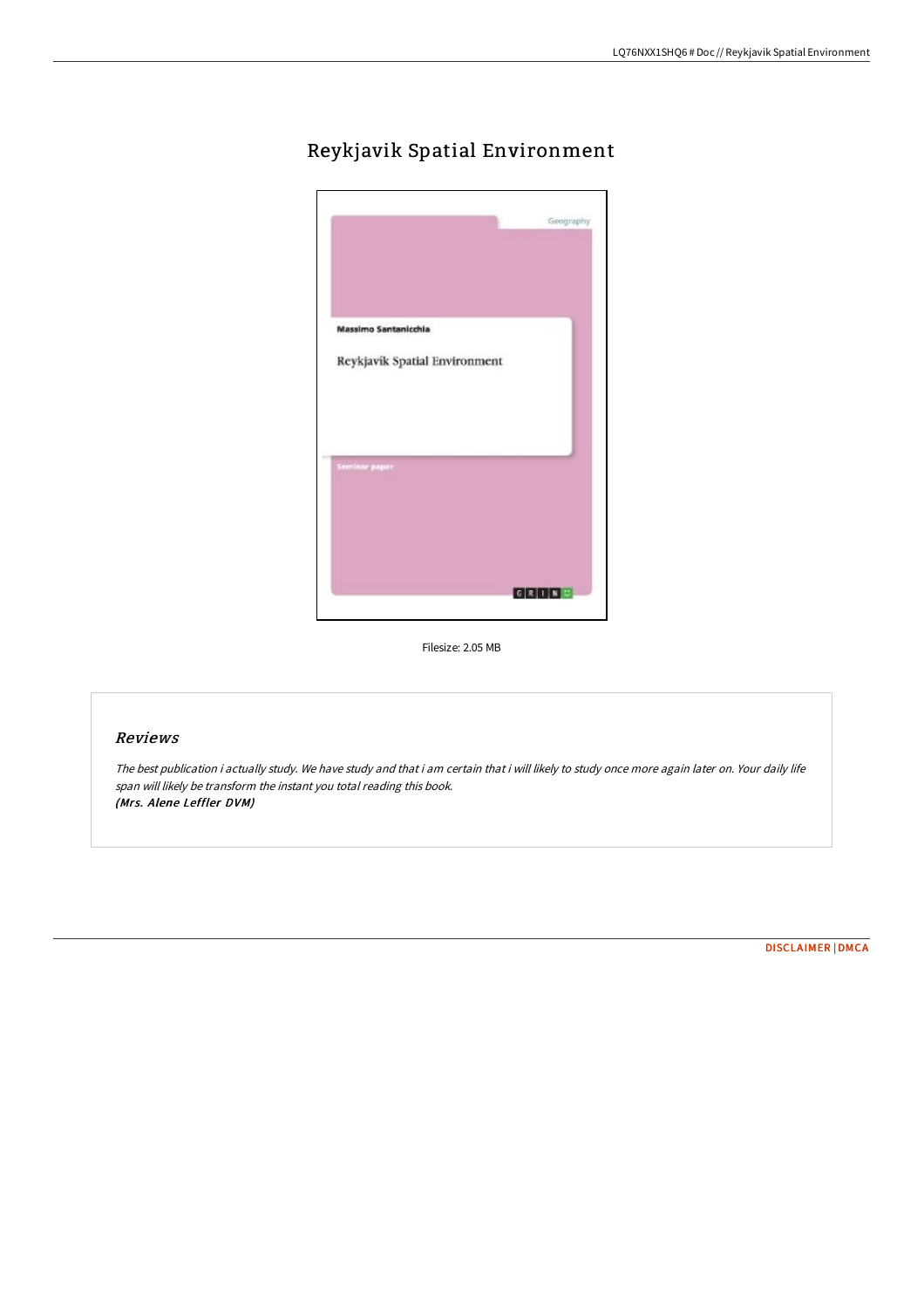# Reykjavik Spatial Environment

Filesize: 2.05 MB

## *Reviews*

*The best publication i actually study. We have study and that i am certain that i will likely to study once more again later on. Your daily life span will likely be transform the instant you total reading this book.*
***(Mrs. Alene Leffler DVM)***

DISCLAIMER | DMCA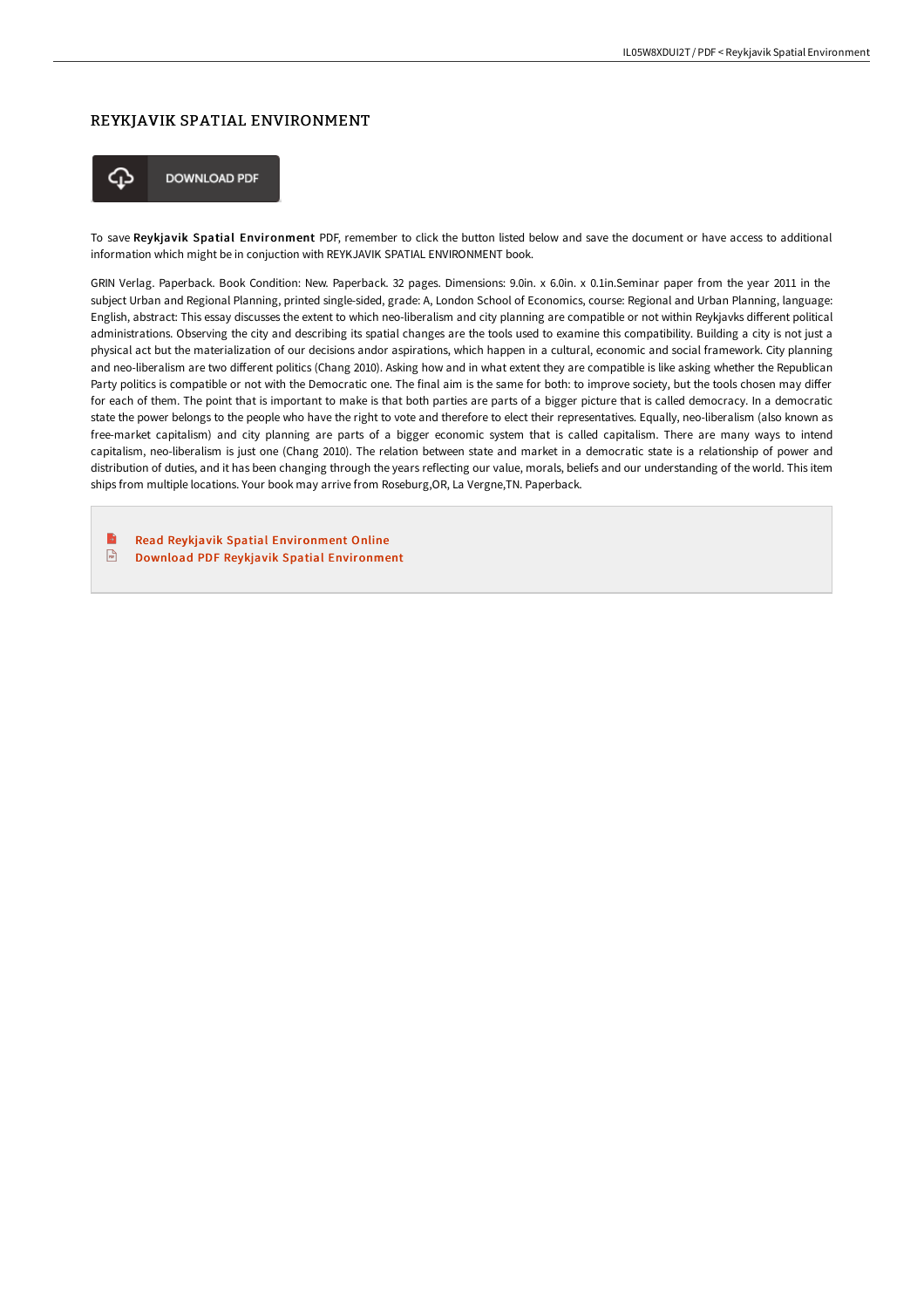# REYKJAVIK SPATIAL ENVIRONMENT

DOWNLOAD PDF

To save **Reykjavik Spatial Environment** PDF, remember to click the button listed below and save the document or have access to additional information which might be in conjuction with REYKJAVIK SPATIAL ENVIRONMENT book.

GRIN Verlag. Paperback. Book Condition: New. Paperback. 32 pages. Dimensions: 9.0in. x 6.0in. x 0.1in.Seminar paper from the year 2011 in the subject Urban and Regional Planning, printed single-sided, grade: A, London School of Economics, course: Regional and Urban Planning, language: English, abstract: This essay discusses the extent to which neo-liberalism and city planning are compatible or not within Reykjavks different political administrations. Observing the city and describing its spatial changes are the tools used to examine this compatibility. Building a city is not just a physical act but the materialization of our decisions andor aspirations, which happen in a cultural, economic and social framework. City planning and neo-liberalism are two different politics (Chang 2010). Asking how and in what extent they are compatible is like asking whether the Republican Party politics is compatible or not with the Democratic one. The final aim is the same for both: to improve society, but the tools chosen may differ for each of them. The point that is important to make is that both parties are parts of a bigger picture that is called democracy. In a democratic state the power belongs to the people who have the right to vote and therefore to elect their representatives. Equally, neo-liberalism (also known as free-market capitalism) and city planning are parts of a bigger economic system that is called capitalism. There are many ways to intend capitalism, neo-liberalism is just one (Chang 2010). The relation between state and market in a democratic state is a relationship of power and distribution of duties, and it has been changing through the years reflecting our value, morals, beliefs and our understanding of the world. This item ships from multiple locations. Your book may arrive from Roseburg,OR, La Vergne,TN. Paperback.

- Read Reykjavik Spatial Environment Online
- Download PDF Reykjavik Spatial Environment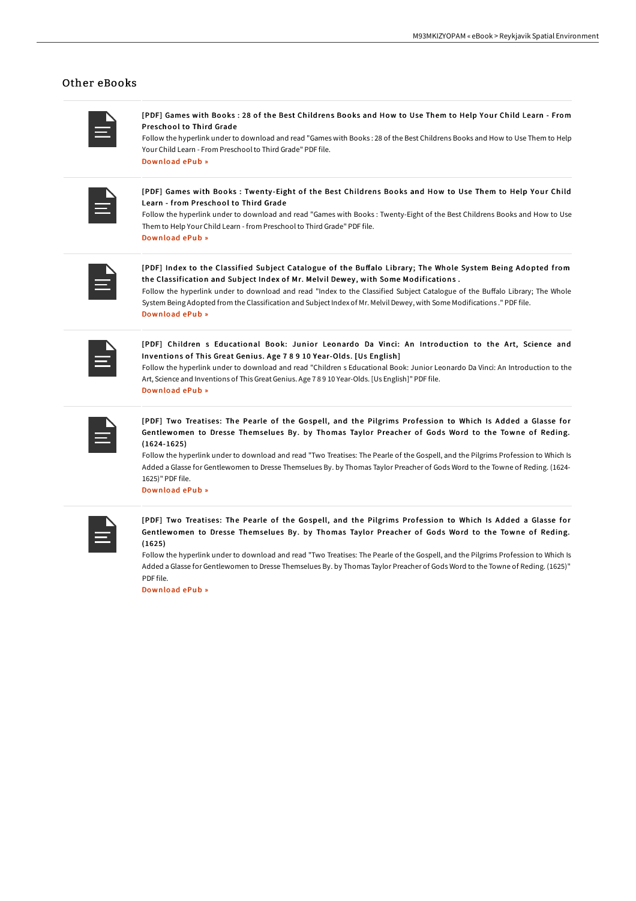## Other eBooks

**[PDF] Games with Books : 28 of the Best Childrens Books and How to Use Them to Help Your Child Learn - From Preschool to Third Grade**

Follow the hyperlink under to download and read "Games with Books : 28 of the Best Childrens Books and How to Use Them to Help Your Child Learn - From Preschool to Third Grade" PDF file.

Download ePub »

**[PDF] Games with Books : Twenty-Eight of the Best Childrens Books and How to Use Them to Help Your Child Learn - from Preschool to Third Grade**

Follow the hyperlink under to download and read "Games with Books : Twenty-Eight of the Best Childrens Books and How to Use Them to Help Your Child Learn - from Preschool to Third Grade" PDF file.

Download ePub »

**[PDF] Index to the Classified Subject Catalogue of the Buffalo Library; The Whole System Being Adopted from the Classification and Subject Index of Mr. Melvil Dewey, with Some Modifications .**

Follow the hyperlink under to download and read "Index to the Classified Subject Catalogue of the Buffalo Library; The Whole System Being Adopted from the Classification and Subject Index of Mr. Melvil Dewey, with Some Modifications ." PDF file.

Download ePub »

**[PDF] Children s Educational Book: Junior Leonardo Da Vinci: An Introduction to the Art, Science and Inventions of This Great Genius. Age 7 8 9 10 Year-Olds. [Us English]**

Follow the hyperlink under to download and read "Children s Educational Book: Junior Leonardo Da Vinci: An Introduction to the Art, Science and Inventions of This Great Genius. Age 7 8 9 10 Year-Olds. [Us English]" PDF file.

Download ePub »

**[PDF] Two Treatises: The Pearle of the Gospell, and the Pilgrims Profession to Which Is Added a Glasse for Gentlewomen to Dresse Themselues By. by Thomas Taylor Preacher of Gods Word to the Towne of Reding. (1624-1625)**

Follow the hyperlink under to download and read "Two Treatises: The Pearle of the Gospell, and the Pilgrims Profession to Which Is Added a Glasse for Gentlewomen to Dresse Themselues By. by Thomas Taylor Preacher of Gods Word to the Towne of Reding. (1624-1625)" PDF file.

Download ePub »

**[PDF] Two Treatises: The Pearle of the Gospell, and the Pilgrims Profession to Which Is Added a Glasse for Gentlewomen to Dresse Themselues By. by Thomas Taylor Preacher of Gods Word to the Towne of Reding. (1625)**

Follow the hyperlink under to download and read "Two Treatises: The Pearle of the Gospell, and the Pilgrims Profession to Which Is Added a Glasse for Gentlewomen to Dresse Themselues By. by Thomas Taylor Preacher of Gods Word to the Towne of Reding. (1625)" PDF file.

Download ePub »